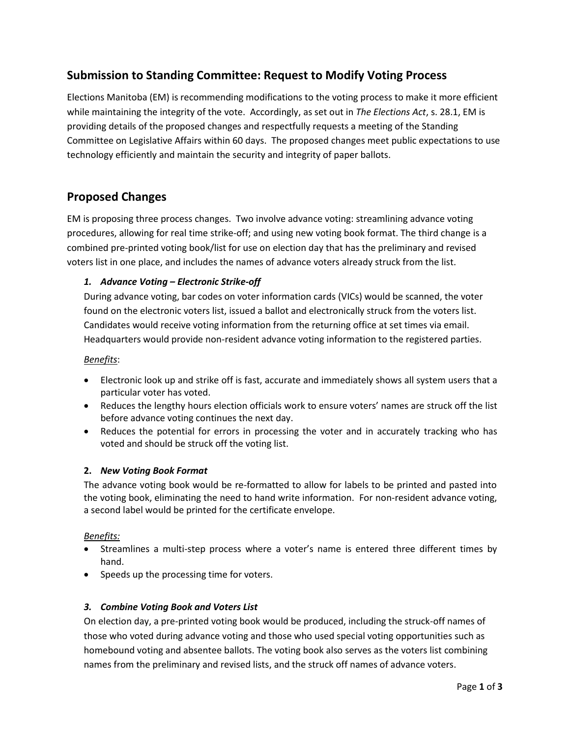## Submission to Standing Committee: Request to Modify Voting Process

Elections Manitoba (EM) is recommending modifications to the voting process to make it more efficient while maintaining the integrity of the vote. Accordingly, as set out in *The Elections Act*, s. 28.1, EM is providing details of the proposed changes and respectfully requests a meeting of the Standing Committee on Legislative Affairs within 60 days. The proposed changes meet public expectations to use technology efficiently and maintain the security and integrity of paper ballots.

## Proposed Changes

EM is proposing three process changes. Two involve advance voting: streamlining advance voting procedures, allowing for real time strike-off; and using new voting book format. The third change is a combined pre-printed voting book/list for use on election day that has the preliminary and revised voters list in one place, and includes the names of advance voters already struck from the list.

### *1. Advance Voting – Electronic Strike-off*

During advance voting, bar codes on voter information cards (VICs) would be scanned, the voter found on the electronic voters list, issued a ballot and electronically struck from the voters list. Candidates would receive voting information from the returning office at set times via email. Headquarters would provide non-resident advance voting information to the registered parties.

<u>*Benefits*</u>:

- Electronic look up and strike off is fast, accurate and immediately shows all system users that a particular voter has voted.
- Reduces the lengthy hours election officials work to ensure voters' names are struck off the list before advance voting continues the next day.
- Reduces the potential for errors in processing the voter and in accurately tracking who has voted and should be struck off the voting list.

### **2.** *New Voting Book Format*

The advance voting book would be re-formatted to allow for labels to be printed and pasted into the voting book, eliminating the need to hand write information. For non-resident advance voting, a second label would be printed for the certificate envelope.

<u>*Benefits:*</u>

- Streamlines a multi-step process where a voter's name is entered three different times by hand.
- Speeds up the processing time for voters.

### *3. Combine Voting Book and Voters List*

On election day, a pre-printed voting book would be produced, including the struck-off names of those who voted during advance voting and those who used special voting opportunities such as homebound voting and absentee ballots. The voting book also serves as the voters list combining names from the preliminary and revised lists, and the struck off names of advance voters.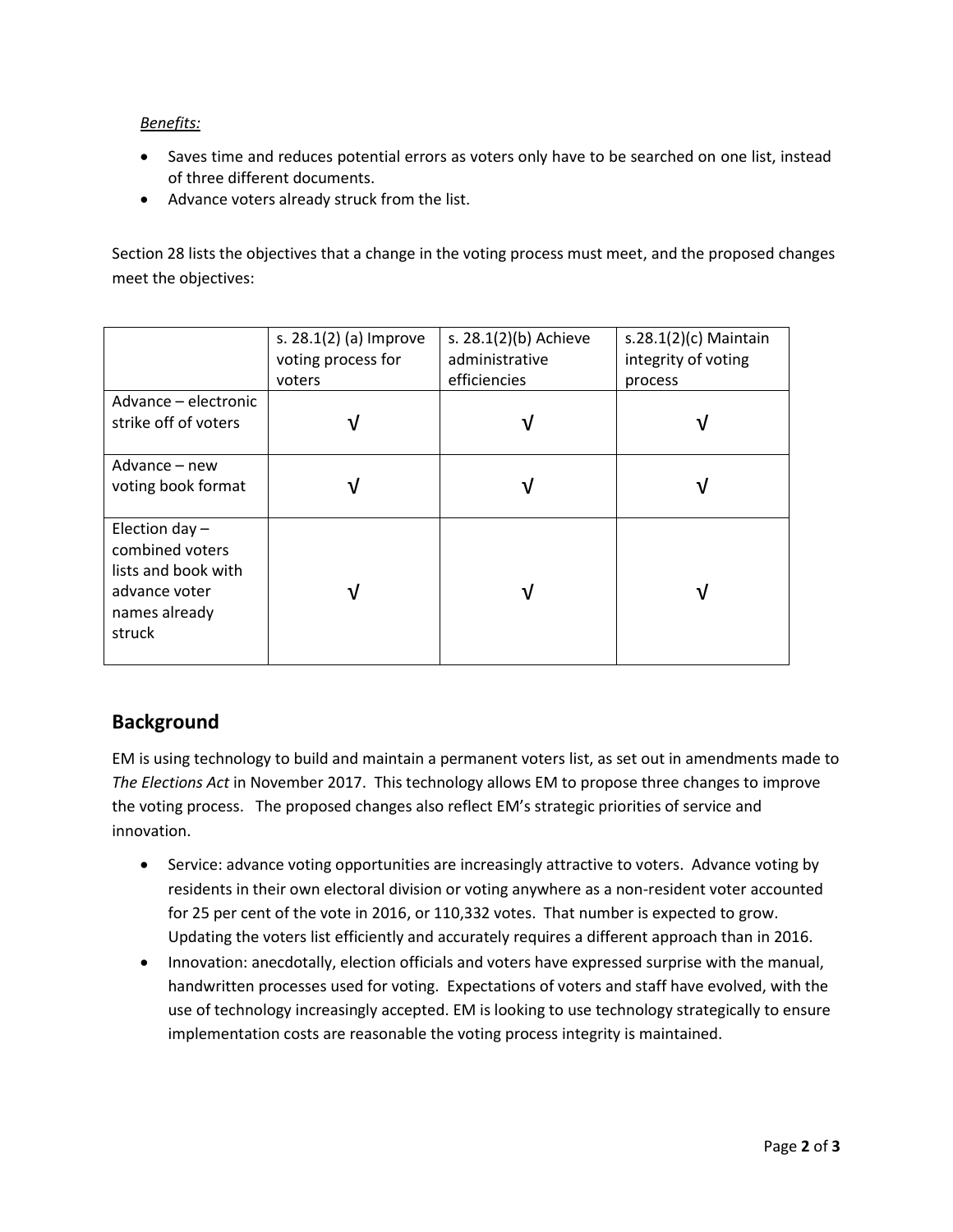*Benefits:*

- Saves time and reduces potential errors as voters only have to be searched on one list, instead of three different documents.
- Advance voters already struck from the list.

Section 28 lists the objectives that a change in the voting process must meet, and the proposed changes meet the objectives:

| | s. 28.1(2) (a) Improve voting process for voters | s. 28.1(2)(b) Achieve administrative efficiencies | s.28.1(2)(c) Maintain integrity of voting process |
|---|---|---|---|
| Advance – electronic strike off of voters | √ | √ | √ |
| Advance – new voting book format | √ | √ | √ |
| Election day – combined voters lists and book with advance voter names already struck | √ | √ | √ |

## Background

EM is using technology to build and maintain a permanent voters list, as set out in amendments made to *The Elections Act* in November 2017. This technology allows EM to propose three changes to improve the voting process. The proposed changes also reflect EM's strategic priorities of service and innovation.

- Service: advance voting opportunities are increasingly attractive to voters. Advance voting by residents in their own electoral division or voting anywhere as a non-resident voter accounted for 25 per cent of the vote in 2016, or 110,332 votes. That number is expected to grow. Updating the voters list efficiently and accurately requires a different approach than in 2016.
- Innovation: anecdotally, election officials and voters have expressed surprise with the manual, handwritten processes used for voting. Expectations of voters and staff have evolved, with the use of technology increasingly accepted. EM is looking to use technology strategically to ensure implementation costs are reasonable the voting process integrity is maintained.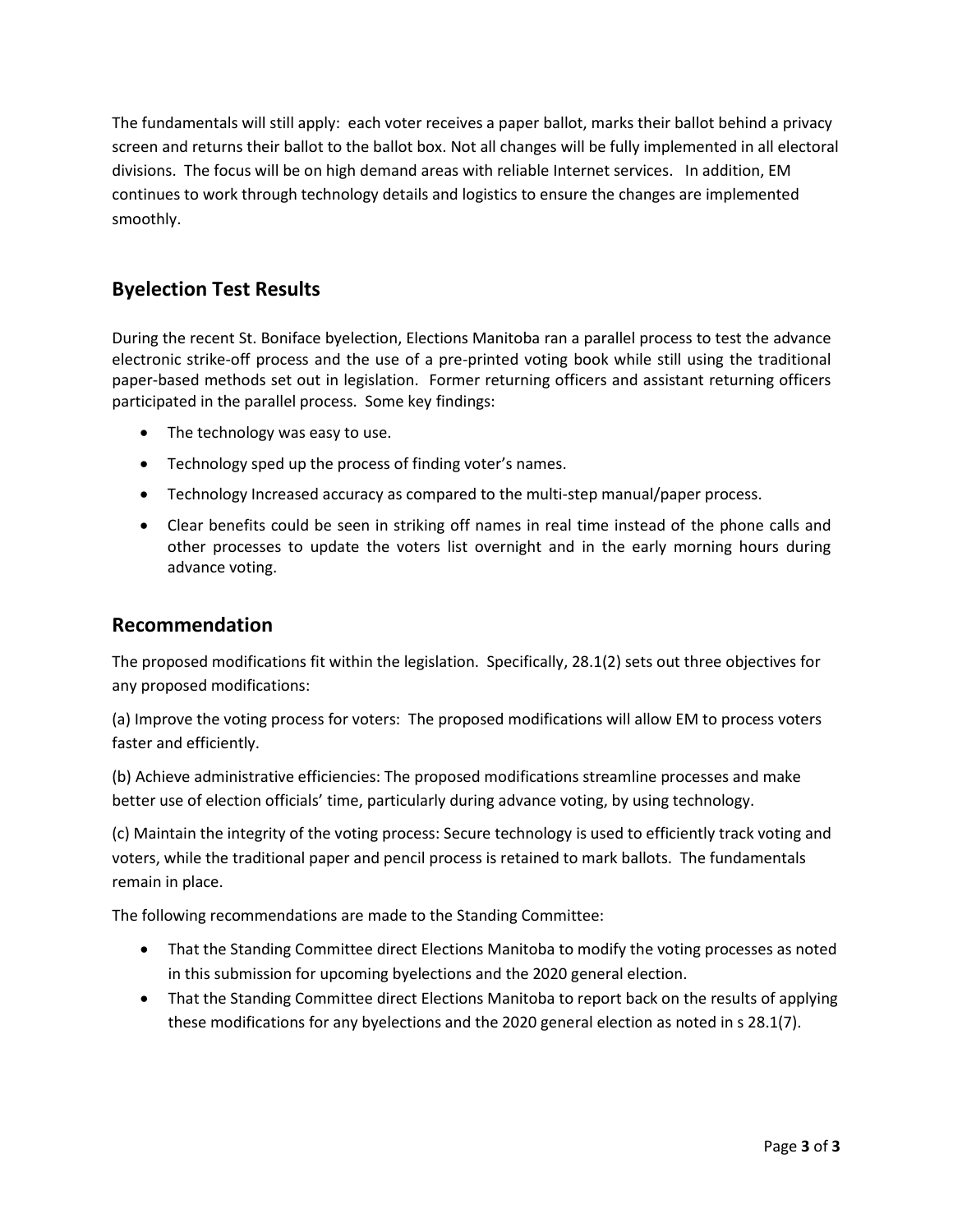The fundamentals will still apply: each voter receives a paper ballot, marks their ballot behind a privacy screen and returns their ballot to the ballot box. Not all changes will be fully implemented in all electoral divisions. The focus will be on high demand areas with reliable Internet services. In addition, EM continues to work through technology details and logistics to ensure the changes are implemented smoothly.

## Byelection Test Results

During the recent St. Boniface byelection, Elections Manitoba ran a parallel process to test the advance electronic strike-off process and the use of a pre-printed voting book while still using the traditional paper-based methods set out in legislation. Former returning officers and assistant returning officers participated in the parallel process. Some key findings:

- The technology was easy to use.
- Technology sped up the process of finding voter's names.
- Technology Increased accuracy as compared to the multi-step manual/paper process.
- Clear benefits could be seen in striking off names in real time instead of the phone calls and other processes to update the voters list overnight and in the early morning hours during advance voting.

## Recommendation

The proposed modifications fit within the legislation. Specifically, 28.1(2) sets out three objectives for any proposed modifications:

(a) Improve the voting process for voters: The proposed modifications will allow EM to process voters faster and efficiently.

(b) Achieve administrative efficiencies: The proposed modifications streamline processes and make better use of election officials' time, particularly during advance voting, by using technology.

(c) Maintain the integrity of the voting process: Secure technology is used to efficiently track voting and voters, while the traditional paper and pencil process is retained to mark ballots. The fundamentals remain in place.

The following recommendations are made to the Standing Committee:

- That the Standing Committee direct Elections Manitoba to modify the voting processes as noted in this submission for upcoming byelections and the 2020 general election.
- That the Standing Committee direct Elections Manitoba to report back on the results of applying these modifications for any byelections and the 2020 general election as noted in s 28.1(7).